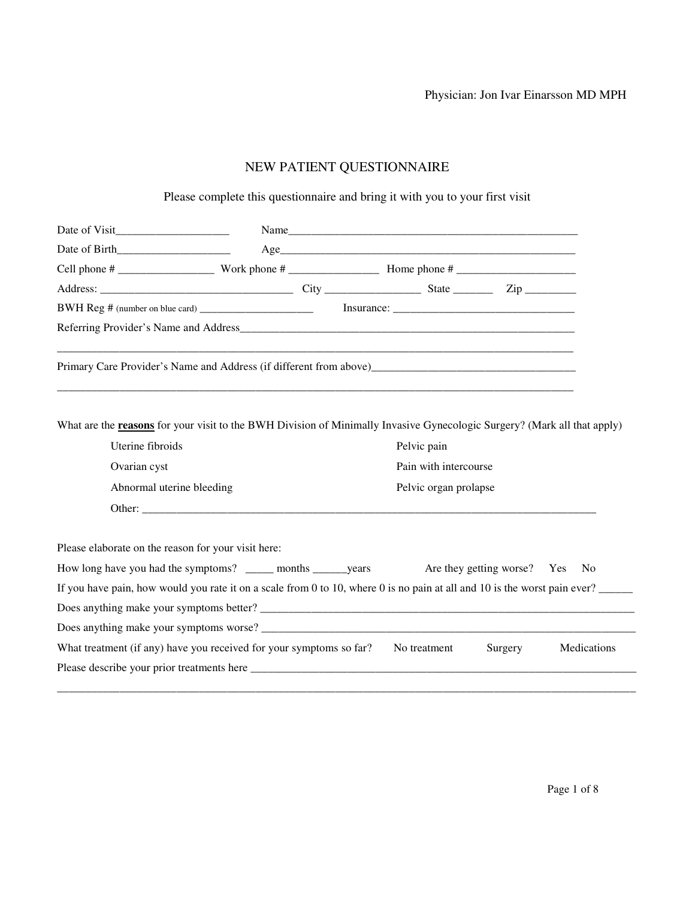Physician: Jon Ivar Einarsson MD MPH

# NEW PATIENT QUESTIONNAIRE

Please complete this questionnaire and bring it with you to your first visit

Date of Visit____________________ Name____________________________________________________

Date of Birth____________________ Age_____________________________________________________

Cell phone # _________________ Work phone # ________________ Home phone # _____________________

Address: __________________________________ City _________________ State _______ Zip _________

BWH Reg # (number on blue card) _____________________ Insurance: ________________________________

Referring Provider's Name and Address____________________________________________________________

_____________________________________________________________________________________________

Primary Care Provider's Name and Address (if different from above)_____________________________________

_____________________________________________________________________________________________

What are the **reasons** for your visit to the BWH Division of Minimally Invasive Gynecologic Surgery? (Mark all that apply)

- Uterine fibroids
- Ovarian cyst
- Abnormal uterine bleeding
- Pelvic pain
- Pain with intercourse
- Pelvic organ prolapse
- Other: _______________________________________________________________________________

Please elaborate on the reason for your visit here:

How long have you had the symptoms? _____ months ______years Are they getting worse? Yes No

If you have pain, how would you rate it on a scale from 0 to 10, where 0 is no pain at all and 10 is the worst pain ever? ______

Does anything make your symptoms better? _________________________________________________________________

Does anything make your symptoms worse? _________________________________________________________________

What treatment (if any) have you received for your symptoms so far? No treatment Surgery Medications

Please describe your prior treatments here _________________________________________________________________

_____________________________________________________________________________________________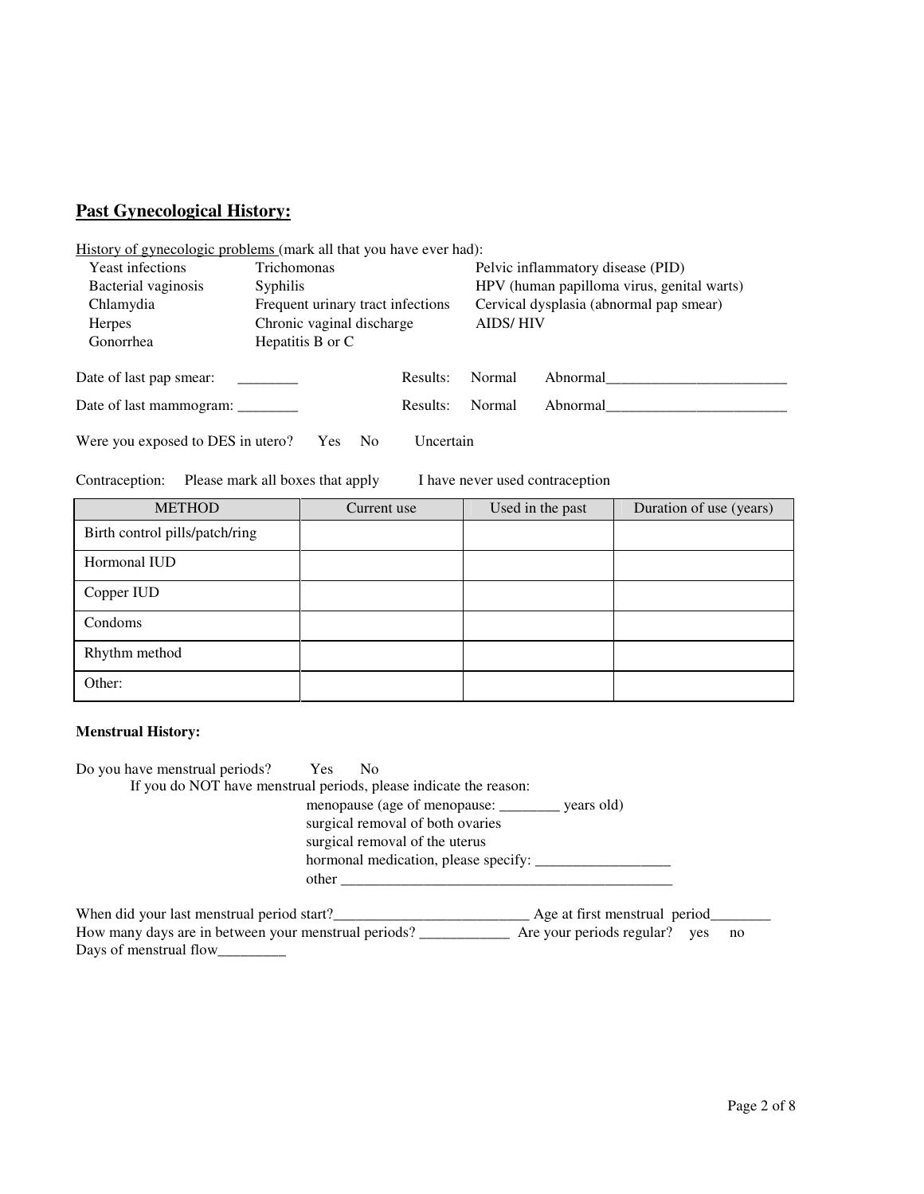## Past Gynecological History:

History of gynecologic problems (mark all that you have ever had):

| | | |
|---|---|---|
| Yeast infections | Trichomonas | Pelvic inflammatory disease (PID) |
| Bacterial vaginosis | Syphilis | HPV (human papilloma virus, genital warts) |
| Chlamydia | Frequent urinary tract infections | Cervical dysplasia (abnormal pap smear) |
| Herpes | Chronic vaginal discharge | AIDS/ HIV |
| Gonorrhea | Hepatitis B or C | |

Date of last pap smear: ________ Results: Normal Abnormal________________________

Date of last mammogram: ________ Results: Normal Abnormal________________________

Were you exposed to DES in utero? Yes No Uncertain

Contraception: Please mark all boxes that apply I have never used contraception

| METHOD | Current use | Used in the past | Duration of use (years) |
|---|---|---|---|
| Birth control pills/patch/ring | | | |
| Hormonal IUD | | | |
| Copper IUD | | | |
| Condoms | | | |
| Rhythm method | | | |
| Other: | | | |

**Menstrual History:**

Do you have menstrual periods? Yes No

If you do NOT have menstrual periods, please indicate the reason:

- menopause (age of menopause: ________ years old)
- surgical removal of both ovaries
- surgical removal of the uterus
- hormonal medication, please specify: __________________
- other _____________________________________________

When did your last menstrual period start?__________________________ Age at first menstrual period________

How many days are in between your menstrual periods? ____________ Are your periods regular? yes no

Days of menstrual flow_________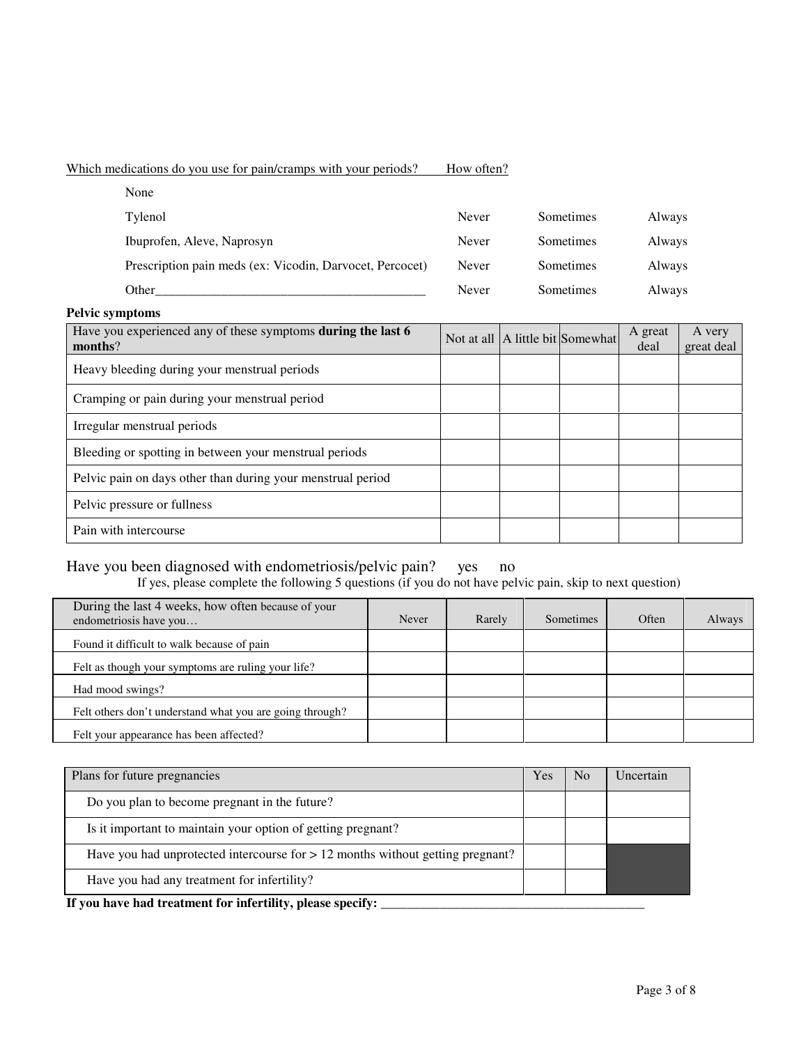Which medications do you use for pain/cramps with your periods? How often?

| Medication | | | |
|---|---|---|---|
| None | | | |
| Tylenol | Never | Sometimes | Always |
| Ibuprofen, Aleve, Naprosyn | Never | Sometimes | Always |
| Prescription pain meds (ex: Vicodin, Darvocet, Percocet) | Never | Sometimes | Always |
| Other__________________________________________ | Never | Sometimes | Always |

**Pelvic symptoms**

| Have you experienced any of these symptoms **during the last 6 months**? | Not at all | A little bit | Somewhat | A great deal | A very great deal |
|---|---|---|---|---|---|
| Heavy bleeding during your menstrual periods | | | | | |
| Cramping or pain during your menstrual period | | | | | |
| Irregular menstrual periods | | | | | |
| Bleeding or spotting in between your menstrual periods | | | | | |
| Pelvic pain on days other than during your menstrual period | | | | | |
| Pelvic pressure or fullness | | | | | |
| Pain with intercourse | | | | | |

Have you been diagnosed with endometriosis/pelvic pain? yes no

If yes, please complete the following 5 questions (if you do not have pelvic pain, skip to next question)

| During the last 4 weeks, how often because of your endometriosis have you… | Never | Rarely | Sometimes | Often | Always |
|---|---|---|---|---|---|
| Found it difficult to walk because of pain | | | | | |
| Felt as though your symptoms are ruling your life? | | | | | |
| Had mood swings? | | | | | |
| Felt others don't understand what you are going through? | | | | | |
| Felt your appearance has been affected? | | | | | |

| Plans for future pregnancies | Yes | No | Uncertain |
|---|---|---|---|
| Do you plan to become pregnant in the future? | | | |
| Is it important to maintain your option of getting pregnant? | | | |
| Have you had unprotected intercourse for > 12 months without getting pregnant? | | | |
| Have you had any treatment for infertility? | | | |

**If you have had treatment for infertility, please specify:** ________________________________________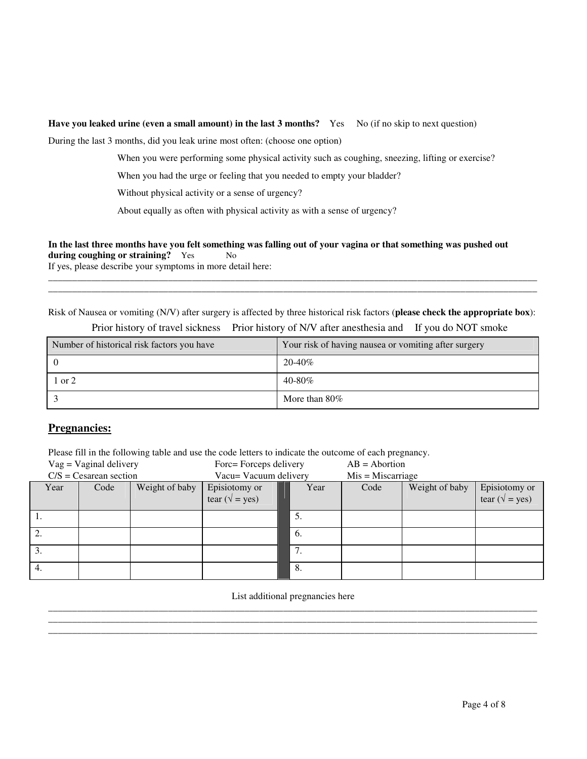**Have you leaked urine (even a small amount) in the last 3 months?** Yes No (if no skip to next question)

During the last 3 months, did you leak urine most often: (choose one option)

When you were performing some physical activity such as coughing, sneezing, lifting or exercise?

When you had the urge or feeling that you needed to empty your bladder?

Without physical activity or a sense of urgency?

About equally as often with physical activity as with a sense of urgency?

**In the last three months have you felt something was falling out of your vagina or that something was pushed out during coughing or straining?** Yes No

If yes, please describe your symptoms in more detail here:

\_\_\_\_\_\_\_\_\_\_\_\_\_\_\_\_\_\_\_\_\_\_\_\_\_\_\_\_\_\_\_\_\_\_\_\_\_\_\_\_\_\_\_\_\_\_\_\_\_\_\_\_\_\_\_\_\_\_\_\_\_\_\_\_\_\_\_\_\_\_\_\_\_\_\_\_\_\_

\_\_\_\_\_\_\_\_\_\_\_\_\_\_\_\_\_\_\_\_\_\_\_\_\_\_\_\_\_\_\_\_\_\_\_\_\_\_\_\_\_\_\_\_\_\_\_\_\_\_\_\_\_\_\_\_\_\_\_\_\_\_\_\_\_\_\_\_\_\_\_\_\_\_\_\_\_\_

Risk of Nausea or vomiting (N/V) after surgery is affected by three historical risk factors (**please check the appropriate box**):

Prior history of travel sickness Prior history of N/V after anesthesia and If you do NOT smoke

| Number of historical risk factors you have | Your risk of having nausea or vomiting after surgery |
|---|---|
| 0 | 20-40% |
| 1 or 2 | 40-80% |
| 3 | More than 80% |

## Pregnancies:

Please fill in the following table and use the code letters to indicate the outcome of each pregnancy.

Vag = Vaginal delivery Forc= Forceps delivery AB = Abortion

C/S = Cesarean section Vacu= Vacuum delivery Mis = Miscarriage

| Year | Code | Weight of baby | Episiotomy or tear (√ = yes) | | Year | Code | Weight of baby | Episiotomy or tear (√ = yes) |
|---|---|---|---|---|---|---|---|---|
| 1. | | | | | 5. | | | |
| 2. | | | | | 6. | | | |
| 3. | | | | | 7. | | | |
| 4. | | | | | 8. | | | |

List additional pregnancies here

\_\_\_\_\_\_\_\_\_\_\_\_\_\_\_\_\_\_\_\_\_\_\_\_\_\_\_\_\_\_\_\_\_\_\_\_\_\_\_\_\_\_\_\_\_\_\_\_\_\_\_\_\_\_\_\_\_\_\_\_\_\_\_\_\_\_\_\_\_\_\_\_\_\_\_\_\_\_

\_\_\_\_\_\_\_\_\_\_\_\_\_\_\_\_\_\_\_\_\_\_\_\_\_\_\_\_\_\_\_\_\_\_\_\_\_\_\_\_\_\_\_\_\_\_\_\_\_\_\_\_\_\_\_\_\_\_\_\_\_\_\_\_\_\_\_\_\_\_\_\_\_\_\_\_\_\_

\_\_\_\_\_\_\_\_\_\_\_\_\_\_\_\_\_\_\_\_\_\_\_\_\_\_\_\_\_\_\_\_\_\_\_\_\_\_\_\_\_\_\_\_\_\_\_\_\_\_\_\_\_\_\_\_\_\_\_\_\_\_\_\_\_\_\_\_\_\_\_\_\_\_\_\_\_\_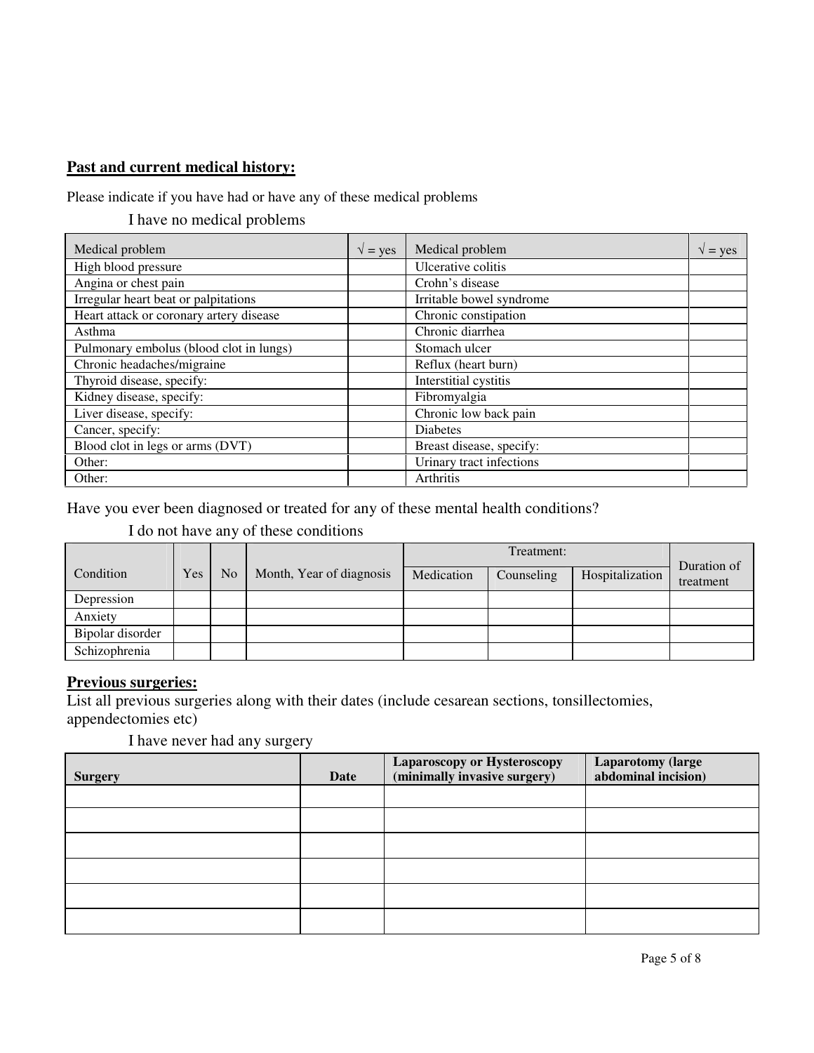**Past and current medical history:**

Please indicate if you have had or have any of these medical problems

I have no medical problems

| Medical problem | √ = yes | Medical problem | √ = yes |
|---|---|---|---|
| High blood pressure | | Ulcerative colitis | |
| Angina or chest pain | | Crohn's disease | |
| Irregular heart beat or palpitations | | Irritable bowel syndrome | |
| Heart attack or coronary artery disease | | Chronic constipation | |
| Asthma | | Chronic diarrhea | |
| Pulmonary embolus (blood clot in lungs) | | Stomach ulcer | |
| Chronic headaches/migraine | | Reflux (heart burn) | |
| Thyroid disease, specify: | | Interstitial cystitis | |
| Kidney disease, specify: | | Fibromyalgia | |
| Liver disease, specify: | | Chronic low back pain | |
| Cancer, specify: | | Diabetes | |
| Blood clot in legs or arms (DVT) | | Breast disease, specify: | |
| Other: | | Urinary tract infections | |
| Other: | | Arthritis | |

Have you ever been diagnosed or treated for any of these mental health conditions?

I do not have any of these conditions

| Condition | Yes | No | Month, Year of diagnosis | Treatment: | | | Duration of treatment |
|---|---|---|---|---|---|---|---|
| | | | | Medication | Counseling | Hospitalization | |
| Depression | | | | | | | |
| Anxiety | | | | | | | |
| Bipolar disorder | | | | | | | |
| Schizophrenia | | | | | | | |

**Previous surgeries:**

List all previous surgeries along with their dates (include cesarean sections, tonsillectomies, appendectomies etc)

I have never had any surgery

| **Surgery** | **Date** | **Laparoscopy or Hysteroscopy (minimally invasive surgery)** | **Laparotomy (large abdominal incision)** |
|---|---|---|---|
| | | | |
| | | | |
| | | | |
| | | | |
| | | | |
| | | | |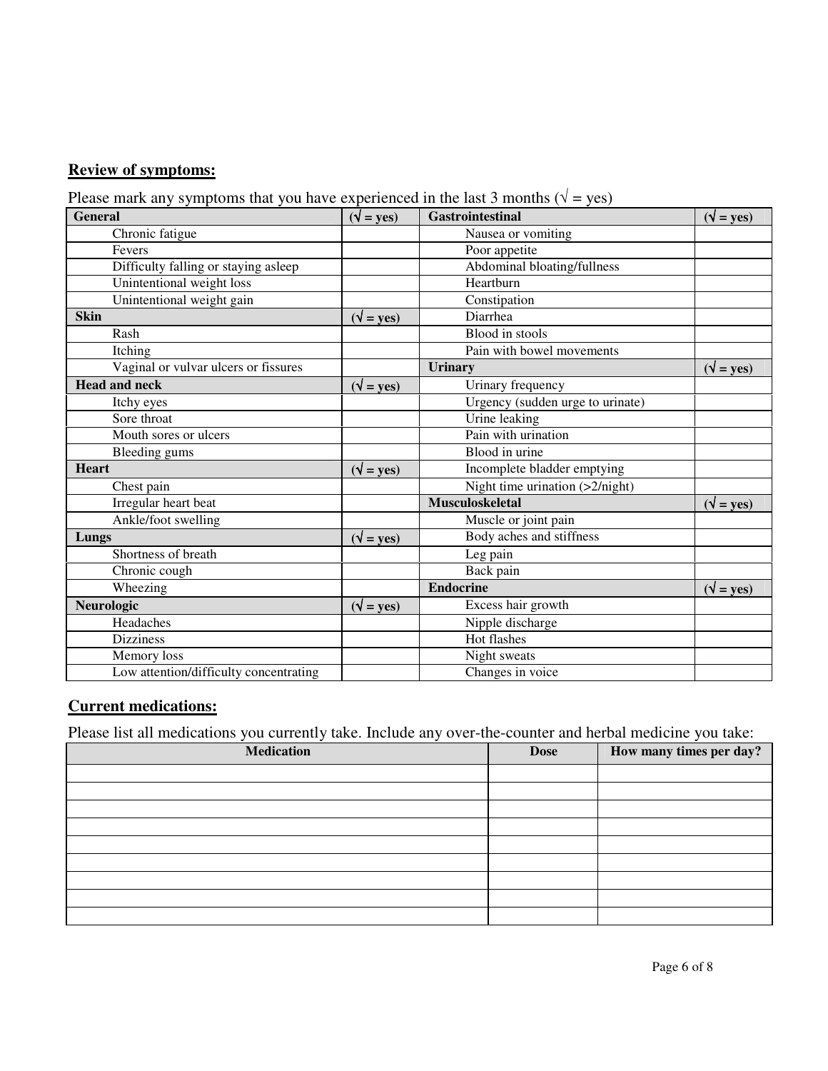## Review of symptoms:

Please mark any symptoms that you have experienced in the last 3 months (√ = yes)

| **General** | **(√ = yes)** | **Gastrointestinal** | **(√ = yes)** |
|---|---|---|---|
| Chronic fatigue | | Nausea or vomiting | |
| Fevers | | Poor appetite | |
| Difficulty falling or staying asleep | | Abdominal bloating/fullness | |
| Unintentional weight loss | | Heartburn | |
| Unintentional weight gain | | Constipation | |
| **Skin** | **(√ = yes)** | Diarrhea | |
| Rash | | Blood in stools | |
| Itching | | Pain with bowel movements | |
| Vaginal or vulvar ulcers or fissures | | **Urinary** | **(√ = yes)** |
| **Head and neck** | **(√ = yes)** | Urinary frequency | |
| Itchy eyes | | Urgency (sudden urge to urinate) | |
| Sore throat | | Urine leaking | |
| Mouth sores or ulcers | | Pain with urination | |
| Bleeding gums | | Blood in urine | |
| **Heart** | **(√ = yes)** | Incomplete bladder emptying | |
| Chest pain | | Night time urination (>2/night) | |
| Irregular heart beat | | **Musculoskeletal** | **(√ = yes)** |
| Ankle/foot swelling | | Muscle or joint pain | |
| **Lungs** | **(√ = yes)** | Body aches and stiffness | |
| Shortness of breath | | Leg pain | |
| Chronic cough | | Back pain | |
| Wheezing | | **Endocrine** | **(√ = yes)** |
| **Neurologic** | **(√ = yes)** | Excess hair growth | |
| Headaches | | Nipple discharge | |
| Dizziness | | Hot flashes | |
| Memory loss | | Night sweats | |
| Low attention/difficulty concentrating | | Changes in voice | |

## Current medications:

Please list all medications you currently take. Include any over-the-counter and herbal medicine you take:

| Medication | Dose | How many times per day? |
|---|---|---|
| | | |
| | | |
| | | |
| | | |
| | | |
| | | |
| | | |
| | | |
| | | |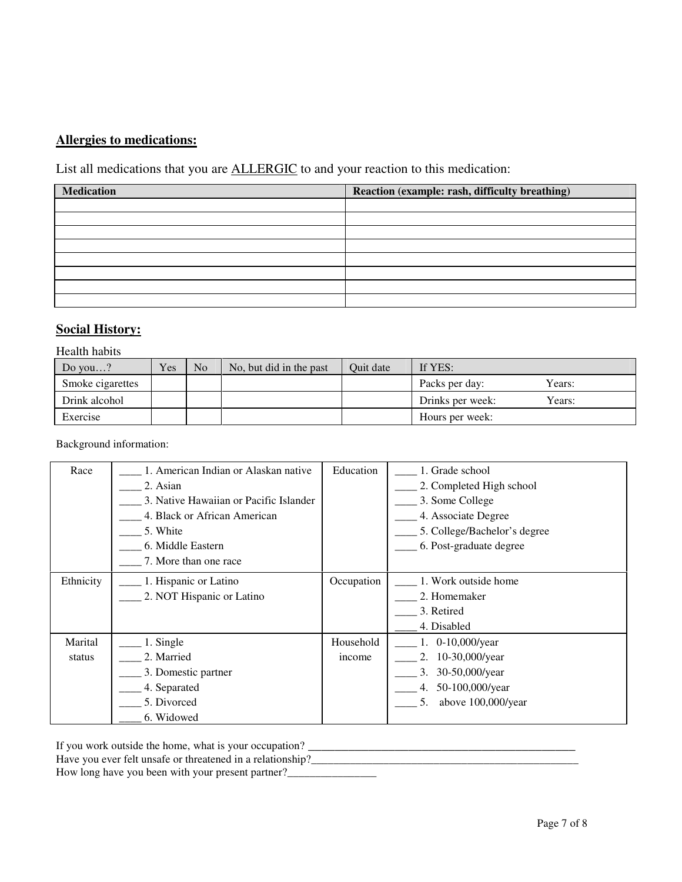## Allergies to medications:

List all medications that you are ALLERGIC to and your reaction to this medication:

| Medication | Reaction (example: rash, difficulty breathing) |
|---|---|
| | |
| | |
| | |
| | |
| | |
| | |
| | |
| | |

## Social History:

Health habits

| Do you…? | Yes | No | No, but did in the past | Quit date | If YES: |
|---|---|---|---|---|---|
| Smoke cigarettes | | | | | Packs per day: Years: |
| Drink alcohol | | | | | Drinks per week: Years: |
| Exercise | | | | | Hours per week: |

Background information:

| | | | |
|---|---|---|---|
| Race | ____ 1. American Indian or Alaskan native<br>____ 2. Asian<br>____ 3. Native Hawaiian or Pacific Islander<br>____ 4. Black or African American<br>____ 5. White<br>____ 6. Middle Eastern<br>____ 7. More than one race | Education | ____ 1. Grade school<br>____ 2. Completed High school<br>____ 3. Some College<br>____ 4. Associate Degree<br>____ 5. College/Bachelor's degree<br>____ 6. Post-graduate degree |
| Ethnicity | ____ 1. Hispanic or Latino<br>____ 2. NOT Hispanic or Latino | Occupation | ____ 1. Work outside home<br>____ 2. Homemaker<br>____ 3. Retired<br>____ 4. Disabled |
| Marital status | ____ 1. Single<br>____ 2. Married<br>____ 3. Domestic partner<br>____ 4. Separated<br>____ 5. Divorced<br>____ 6. Widowed | Household income | ____ 1. 0-10,000/year<br>____ 2. 10-30,000/year<br>____ 3. 30-50,000/year<br>____ 4. 50-100,000/year<br>____ 5. above 100,000/year |

If you work outside the home, what is your occupation? ____________________________________________________

Have you ever felt unsafe or threatened in a relationship?____________________________________________________

How long have you been with your present partner?________________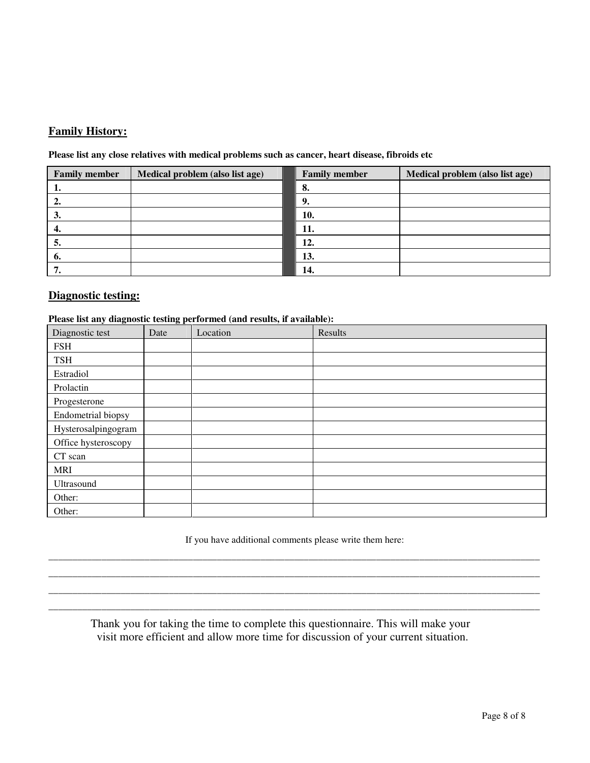## Family History:

**Please list any close relatives with medical problems such as cancer, heart disease, fibroids etc**

| Family member | Medical problem (also list age) | | Family member | Medical problem (also list age) |
|---|---|---|---|---|
| **1.** | | | **8.** | |
| **2.** | | | **9.** | |
| **3.** | | | **10.** | |
| **4.** | | | **11.** | |
| **5.** | | | **12.** | |
| **6.** | | | **13.** | |
| **7.** | | | **14.** | |

## Diagnostic testing:

**Please list any diagnostic testing performed (and results, if available):**

| Diagnostic test | Date | Location | Results |
|---|---|---|---|
| FSH | | | |
| TSH | | | |
| Estradiol | | | |
| Prolactin | | | |
| Progesterone | | | |
| Endometrial biopsy | | | |
| Hysterosalpingogram | | | |
| Office hysteroscopy | | | |
| CT scan | | | |
| MRI | | | |
| Ultrasound | | | |
| Other: | | | |
| Other: | | | |

If you have additional comments please write them here:

______________________________________________________________________________

______________________________________________________________________________

______________________________________________________________________________

______________________________________________________________________________

Thank you for taking the time to complete this questionnaire. This will make your visit more efficient and allow more time for discussion of your current situation.